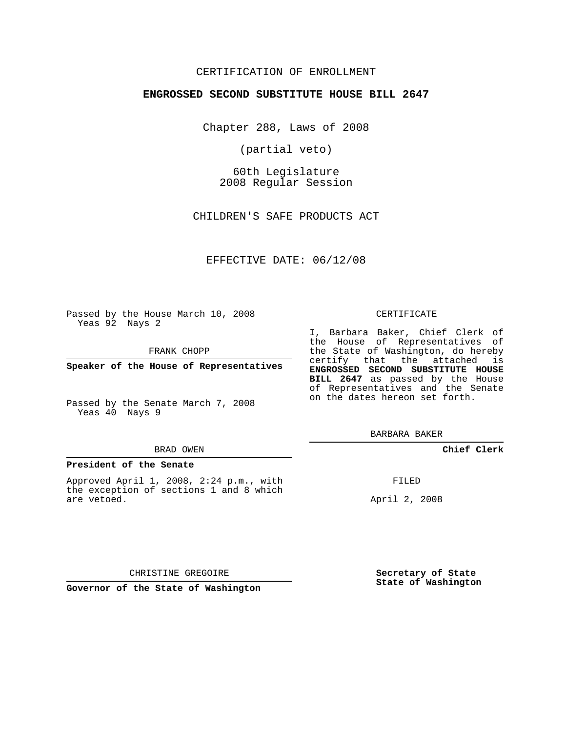CERTIFICATION OF ENROLLMENT

**ENGROSSED SECOND SUBSTITUTE HOUSE BILL 2647**

Chapter 288, Laws of 2008

(partial veto)

60th Legislature
2008 Regular Session

CHILDREN'S SAFE PRODUCTS ACT

EFFECTIVE DATE: 06/12/08

Passed by the House March 10, 2008
Yeas 92 Nays 2

FRANK CHOPP

**Speaker of the House of Representatives**

Passed by the Senate March 7, 2008
Yeas 40 Nays 9

BRAD OWEN

**President of the Senate**

Approved April 1, 2008, 2:24 p.m., with the exception of sections 1 and 8 which are vetoed.

CHRISTINE GREGOIRE

**Governor of the State of Washington**

CERTIFICATE

I, Barbara Baker, Chief Clerk of the House of Representatives of the State of Washington, do hereby certify that the attached is **ENGROSSED SECOND SUBSTITUTE HOUSE BILL 2647** as passed by the House of Representatives and the Senate on the dates hereon set forth.

BARBARA BAKER

**Chief Clerk**

FILED

April 2, 2008

**Secretary of State**
**State of Washington**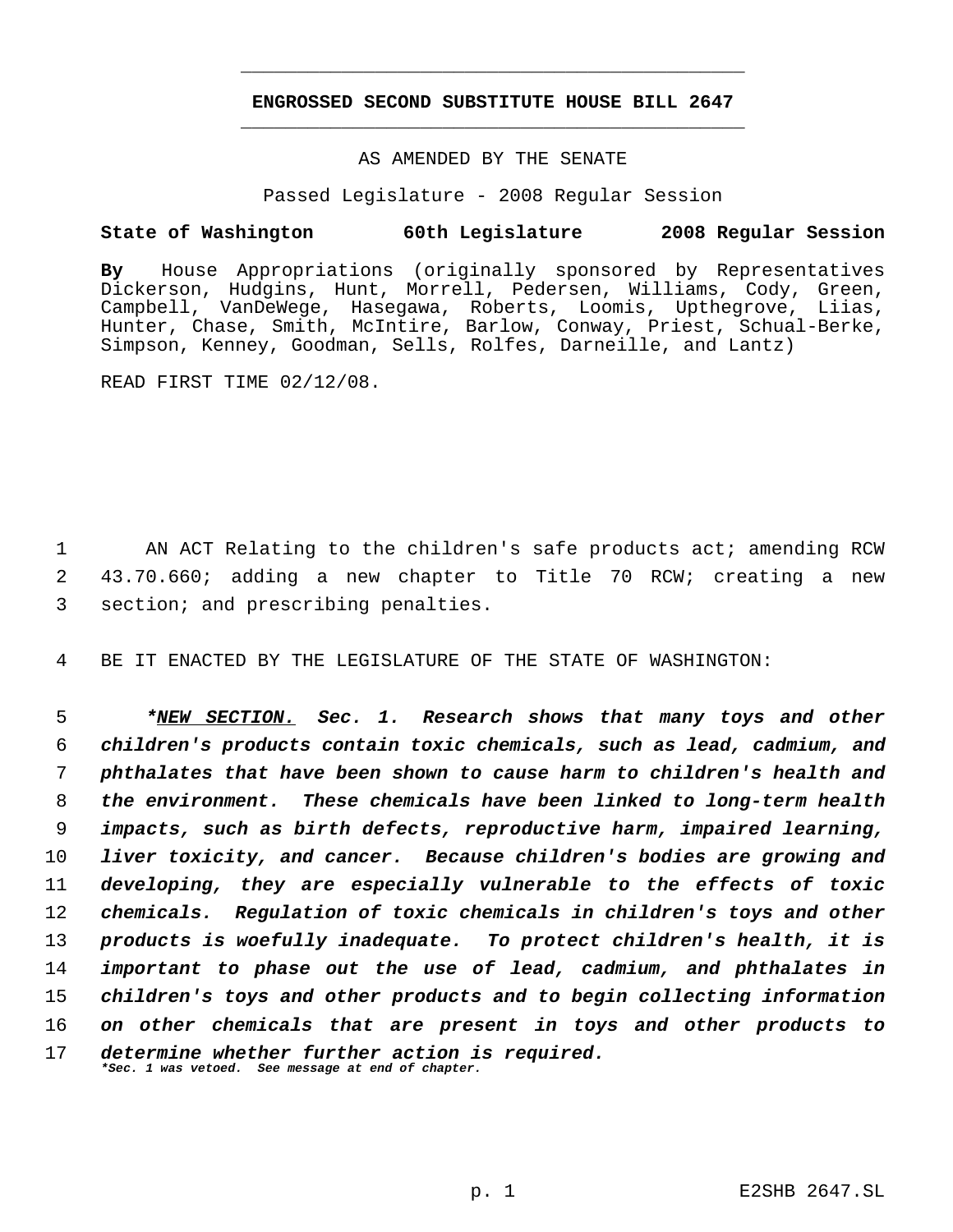# ENGROSSED SECOND SUBSTITUTE HOUSE BILL 2647

AS AMENDED BY THE SENATE

Passed Legislature - 2008 Regular Session

**State of Washington 60th Legislature 2008 Regular Session**

**By** House Appropriations (originally sponsored by Representatives Dickerson, Hudgins, Hunt, Morrell, Pedersen, Williams, Cody, Green, Campbell, VanDeWege, Hasegawa, Roberts, Loomis, Upthegrove, Liias, Hunter, Chase, Smith, McIntire, Barlow, Conway, Priest, Schual-Berke, Simpson, Kenney, Goodman, Sells, Rolfes, Darneille, and Lantz)

READ FIRST TIME 02/12/08.

1 AN ACT Relating to the children's safe products act; amending RCW
2 43.70.660; adding a new chapter to Title 70 RCW; creating a new
3 section; and prescribing penalties.

4 BE IT ENACTED BY THE LEGISLATURE OF THE STATE OF WASHINGTON:

5 ***NEW SECTION.** **Sec. 1.** ***Research shows that many toys and other***
6 ***children's products contain toxic chemicals, such as lead, cadmium, and***
7 ***phthalates that have been shown to cause harm to children's health and***
8 ***the environment. These chemicals have been linked to long-term health***
9 ***impacts, such as birth defects, reproductive harm, impaired learning,***
10 ***liver toxicity, and cancer. Because children's bodies are growing and***
11 ***developing, they are especially vulnerable to the effects of toxic***
12 ***chemicals. Regulation of toxic chemicals in children's toys and other***
13 ***products is woefully inadequate. To protect children's health, it is***
14 ***important to phase out the use of lead, cadmium, and phthalates in***
15 ***children's toys and other products and to begin collecting information***
16 ***on other chemicals that are present in toys and other products to***
17 ***determine whether further action is required.***

***\*Sec. 1 was vetoed. See message at end of chapter.***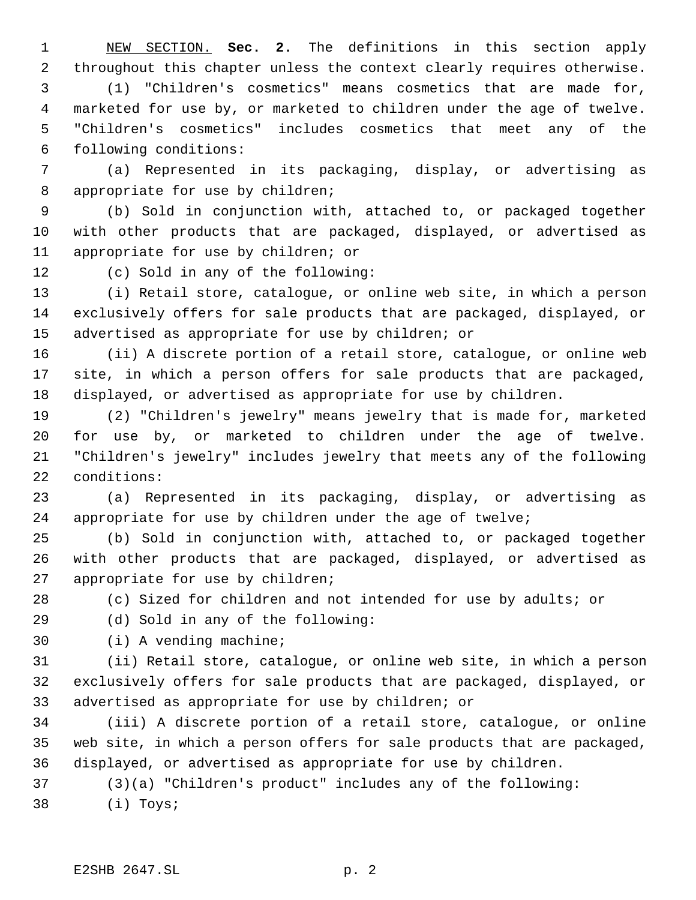NEW SECTION. **Sec. 2.** The definitions in this section apply throughout this chapter unless the context clearly requires otherwise.

(1) "Children's cosmetics" means cosmetics that are made for, marketed for use by, or marketed to children under the age of twelve. "Children's cosmetics" includes cosmetics that meet any of the following conditions:

(a) Represented in its packaging, display, or advertising as appropriate for use by children;

(b) Sold in conjunction with, attached to, or packaged together with other products that are packaged, displayed, or advertised as appropriate for use by children; or

(c) Sold in any of the following:

(i) Retail store, catalogue, or online web site, in which a person exclusively offers for sale products that are packaged, displayed, or advertised as appropriate for use by children; or

(ii) A discrete portion of a retail store, catalogue, or online web site, in which a person offers for sale products that are packaged, displayed, or advertised as appropriate for use by children.

(2) "Children's jewelry" means jewelry that is made for, marketed for use by, or marketed to children under the age of twelve. "Children's jewelry" includes jewelry that meets any of the following conditions:

(a) Represented in its packaging, display, or advertising as appropriate for use by children under the age of twelve;

(b) Sold in conjunction with, attached to, or packaged together with other products that are packaged, displayed, or advertised as appropriate for use by children;

(c) Sized for children and not intended for use by adults; or

(d) Sold in any of the following:

(i) A vending machine;

(ii) Retail store, catalogue, or online web site, in which a person exclusively offers for sale products that are packaged, displayed, or advertised as appropriate for use by children; or

(iii) A discrete portion of a retail store, catalogue, or online web site, in which a person offers for sale products that are packaged, displayed, or advertised as appropriate for use by children.

(3)(a) "Children's product" includes any of the following:

(i) Toys;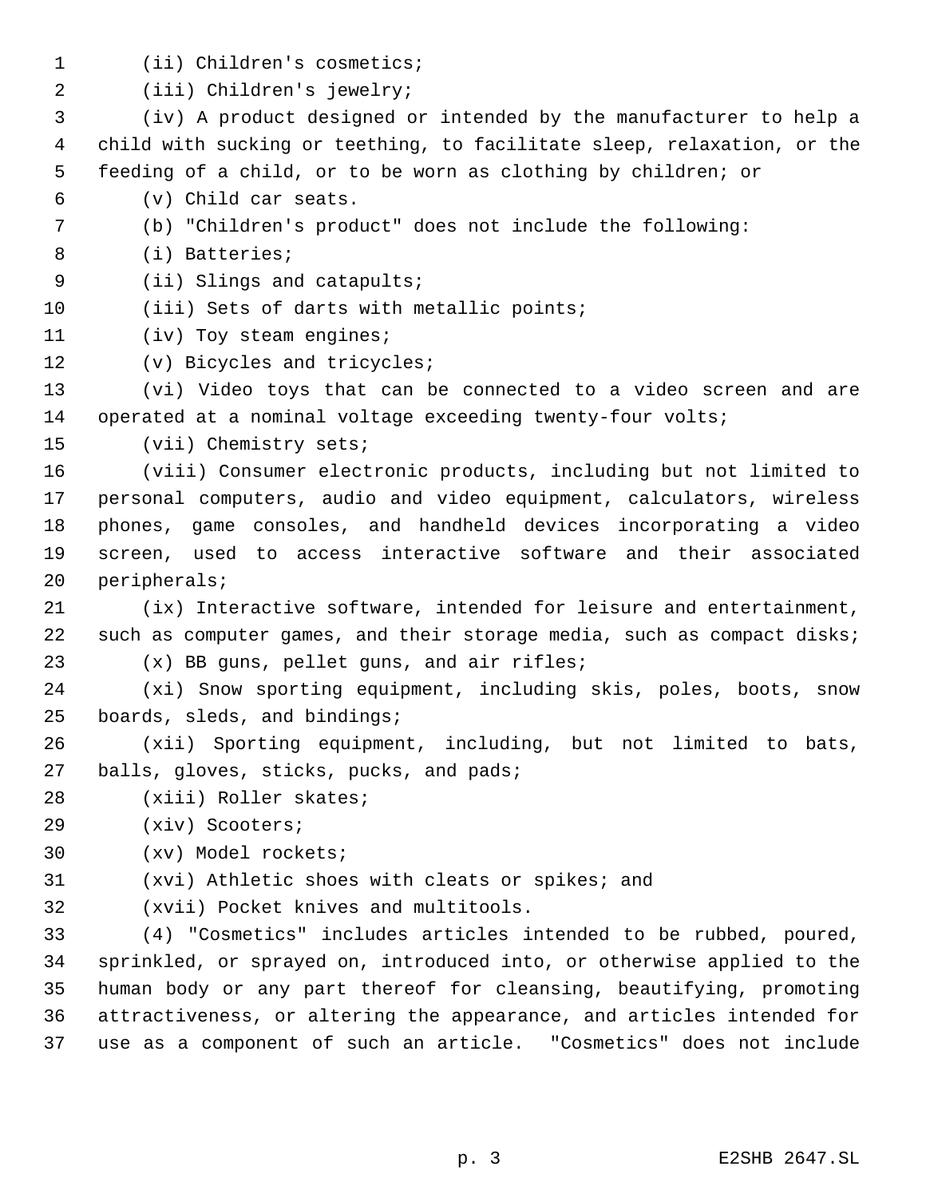(ii) Children's cosmetics;

(iii) Children's jewelry;

(iv) A product designed or intended by the manufacturer to help a child with sucking or teething, to facilitate sleep, relaxation, or the feeding of a child, or to be worn as clothing by children; or

(v) Child car seats.

(b) "Children's product" does not include the following:

(i) Batteries;

(ii) Slings and catapults;

(iii) Sets of darts with metallic points;

(iv) Toy steam engines;

(v) Bicycles and tricycles;

(vi) Video toys that can be connected to a video screen and are operated at a nominal voltage exceeding twenty-four volts;

(vii) Chemistry sets;

(viii) Consumer electronic products, including but not limited to personal computers, audio and video equipment, calculators, wireless phones, game consoles, and handheld devices incorporating a video screen, used to access interactive software and their associated peripherals;

(ix) Interactive software, intended for leisure and entertainment, such as computer games, and their storage media, such as compact disks;

(x) BB guns, pellet guns, and air rifles;

(xi) Snow sporting equipment, including skis, poles, boots, snow boards, sleds, and bindings;

(xii) Sporting equipment, including, but not limited to bats, balls, gloves, sticks, pucks, and pads;

(xiii) Roller skates;

(xiv) Scooters;

(xv) Model rockets;

(xvi) Athletic shoes with cleats or spikes; and

(xvii) Pocket knives and multitools.

(4) "Cosmetics" includes articles intended to be rubbed, poured, sprinkled, or sprayed on, introduced into, or otherwise applied to the human body or any part thereof for cleansing, beautifying, promoting attractiveness, or altering the appearance, and articles intended for use as a component of such an article. "Cosmetics" does not include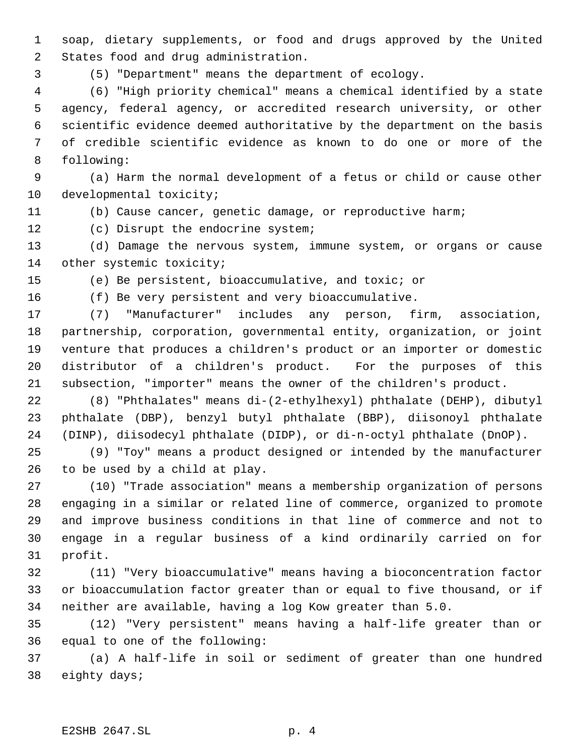soap, dietary supplements, or food and drugs approved by the United States food and drug administration.

(5) "Department" means the department of ecology.

(6) "High priority chemical" means a chemical identified by a state agency, federal agency, or accredited research university, or other scientific evidence deemed authoritative by the department on the basis of credible scientific evidence as known to do one or more of the following:

(a) Harm the normal development of a fetus or child or cause other developmental toxicity;

(b) Cause cancer, genetic damage, or reproductive harm;

(c) Disrupt the endocrine system;

(d) Damage the nervous system, immune system, or organs or cause other systemic toxicity;

(e) Be persistent, bioaccumulative, and toxic; or

(f) Be very persistent and very bioaccumulative.

(7) "Manufacturer" includes any person, firm, association, partnership, corporation, governmental entity, organization, or joint venture that produces a children's product or an importer or domestic distributor of a children's product. For the purposes of this subsection, "importer" means the owner of the children's product.

(8) "Phthalates" means di-(2-ethylhexyl) phthalate (DEHP), dibutyl phthalate (DBP), benzyl butyl phthalate (BBP), diisonoyl phthalate (DINP), diisodecyl phthalate (DIDP), or di-n-octyl phthalate (DnOP).

(9) "Toy" means a product designed or intended by the manufacturer to be used by a child at play.

(10) "Trade association" means a membership organization of persons engaging in a similar or related line of commerce, organized to promote and improve business conditions in that line of commerce and not to engage in a regular business of a kind ordinarily carried on for profit.

(11) "Very bioaccumulative" means having a bioconcentration factor or bioaccumulation factor greater than or equal to five thousand, or if neither are available, having a log Kow greater than 5.0.

(12) "Very persistent" means having a half-life greater than or equal to one of the following:

(a) A half-life in soil or sediment of greater than one hundred eighty days;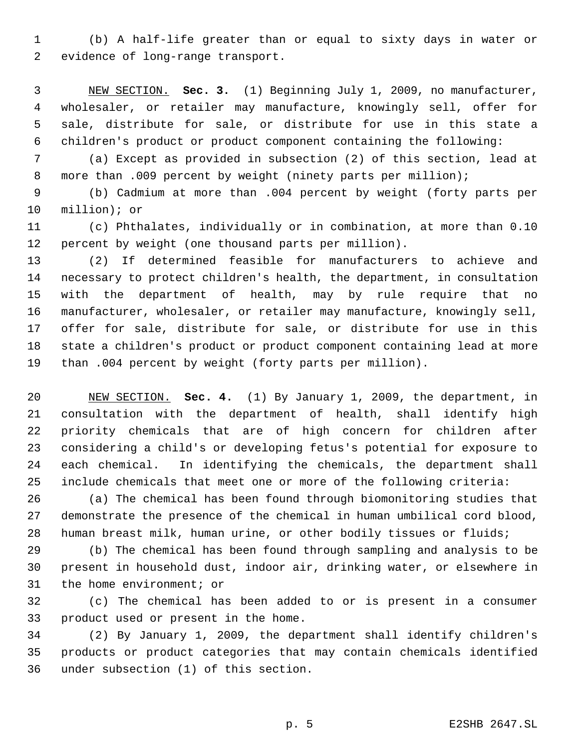(b) A half-life greater than or equal to sixty days in water or evidence of long-range transport.

NEW SECTION. **Sec. 3.** (1) Beginning July 1, 2009, no manufacturer, wholesaler, or retailer may manufacture, knowingly sell, offer for sale, distribute for sale, or distribute for use in this state a children's product or product component containing the following:

(a) Except as provided in subsection (2) of this section, lead at more than .009 percent by weight (ninety parts per million);

(b) Cadmium at more than .004 percent by weight (forty parts per million); or

(c) Phthalates, individually or in combination, at more than 0.10 percent by weight (one thousand parts per million).

(2) If determined feasible for manufacturers to achieve and necessary to protect children's health, the department, in consultation with the department of health, may by rule require that no manufacturer, wholesaler, or retailer may manufacture, knowingly sell, offer for sale, distribute for sale, or distribute for use in this state a children's product or product component containing lead at more than .004 percent by weight (forty parts per million).

NEW SECTION. **Sec. 4.** (1) By January 1, 2009, the department, in consultation with the department of health, shall identify high priority chemicals that are of high concern for children after considering a child's or developing fetus's potential for exposure to each chemical. In identifying the chemicals, the department shall include chemicals that meet one or more of the following criteria:

(a) The chemical has been found through biomonitoring studies that demonstrate the presence of the chemical in human umbilical cord blood, human breast milk, human urine, or other bodily tissues or fluids;

(b) The chemical has been found through sampling and analysis to be present in household dust, indoor air, drinking water, or elsewhere in the home environment; or

(c) The chemical has been added to or is present in a consumer product used or present in the home.

(2) By January 1, 2009, the department shall identify children's products or product categories that may contain chemicals identified under subsection (1) of this section.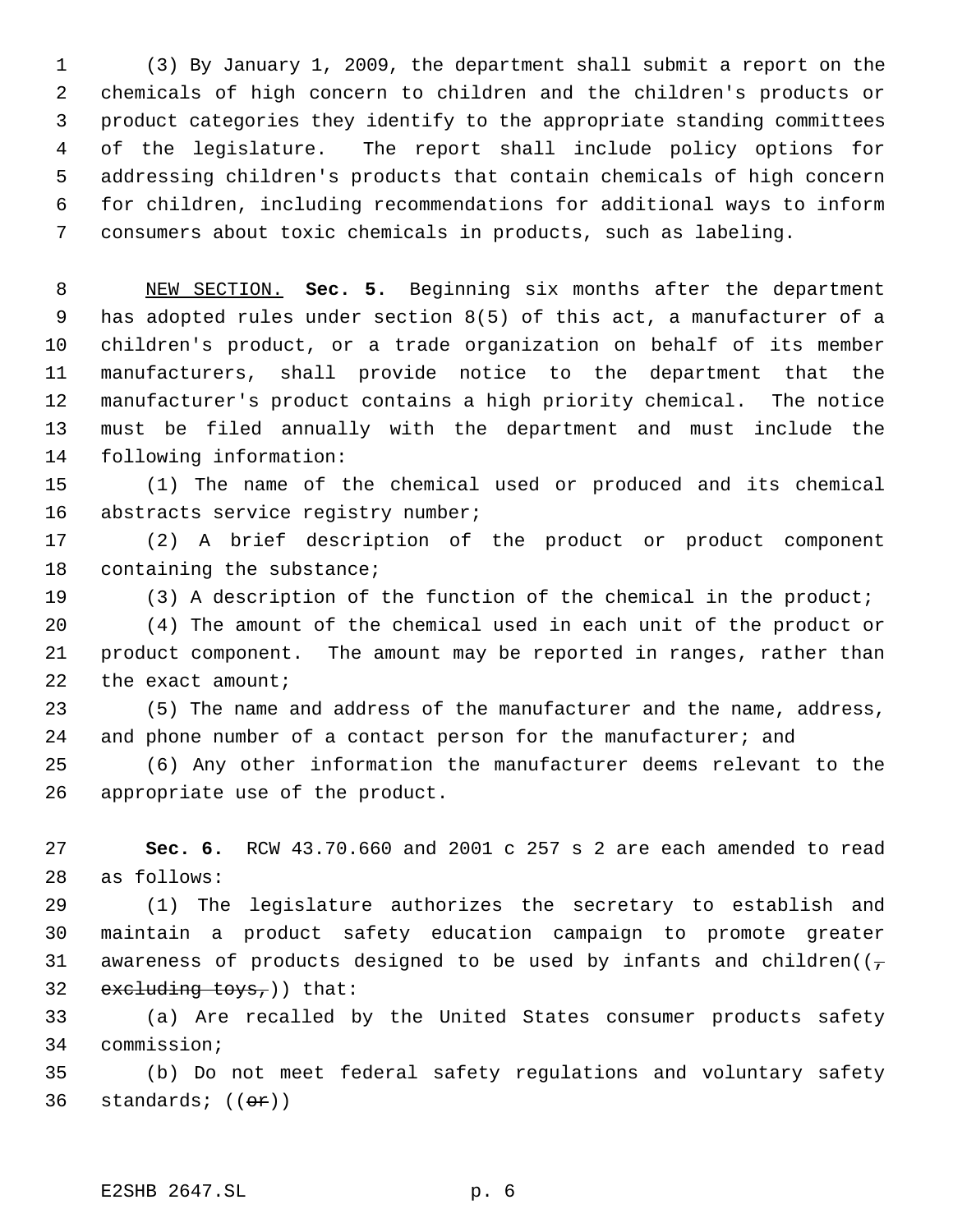(3) By January 1, 2009, the department shall submit a report on the chemicals of high concern to children and the children's products or product categories they identify to the appropriate standing committees of the legislature. The report shall include policy options for addressing children's products that contain chemicals of high concern for children, including recommendations for additional ways to inform consumers about toxic chemicals in products, such as labeling.

NEW SECTION. **Sec. 5.** Beginning six months after the department has adopted rules under section 8(5) of this act, a manufacturer of a children's product, or a trade organization on behalf of its member manufacturers, shall provide notice to the department that the manufacturer's product contains a high priority chemical. The notice must be filed annually with the department and must include the following information:

(1) The name of the chemical used or produced and its chemical abstracts service registry number;

(2) A brief description of the product or product component containing the substance;

(3) A description of the function of the chemical in the product;

(4) The amount of the chemical used in each unit of the product or product component. The amount may be reported in ranges, rather than the exact amount;

(5) The name and address of the manufacturer and the name, address, and phone number of a contact person for the manufacturer; and

(6) Any other information the manufacturer deems relevant to the appropriate use of the product.

**Sec. 6.** RCW 43.70.660 and 2001 c 257 s 2 are each amended to read as follows:

(1) The legislature authorizes the secretary to establish and maintain a product safety education campaign to promote greater awareness of products designed to be used by infants and children((~~, excluding toys,~~)) that:

(a) Are recalled by the United States consumer products safety commission;

(b) Do not meet federal safety regulations and voluntary safety standards; ((~~or~~))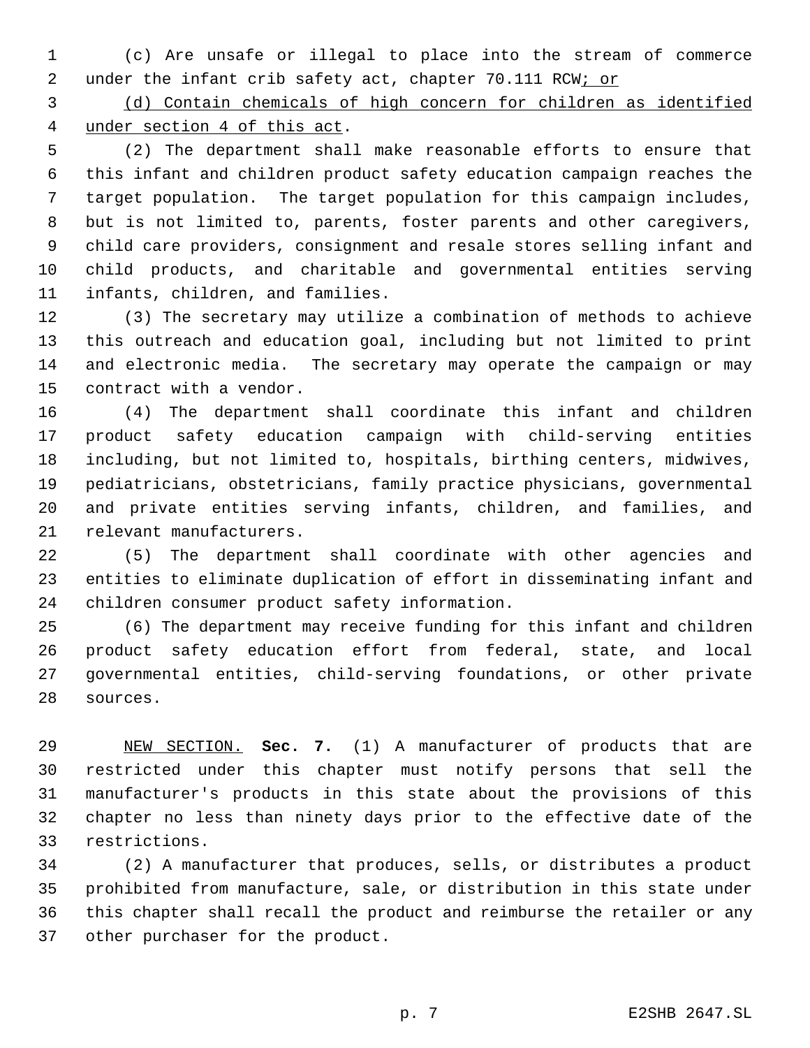(c) Are unsafe or illegal to place into the stream of commerce under the infant crib safety act, chapter 70.111 RCW; or

(d) Contain chemicals of high concern for children as identified under section 4 of this act.

(2) The department shall make reasonable efforts to ensure that this infant and children product safety education campaign reaches the target population. The target population for this campaign includes, but is not limited to, parents, foster parents and other caregivers, child care providers, consignment and resale stores selling infant and child products, and charitable and governmental entities serving infants, children, and families.

(3) The secretary may utilize a combination of methods to achieve this outreach and education goal, including but not limited to print and electronic media. The secretary may operate the campaign or may contract with a vendor.

(4) The department shall coordinate this infant and children product safety education campaign with child-serving entities including, but not limited to, hospitals, birthing centers, midwives, pediatricians, obstetricians, family practice physicians, governmental and private entities serving infants, children, and families, and relevant manufacturers.

(5) The department shall coordinate with other agencies and entities to eliminate duplication of effort in disseminating infant and children consumer product safety information.

(6) The department may receive funding for this infant and children product safety education effort from federal, state, and local governmental entities, child-serving foundations, or other private sources.

NEW SECTION. **Sec. 7.** (1) A manufacturer of products that are restricted under this chapter must notify persons that sell the manufacturer's products in this state about the provisions of this chapter no less than ninety days prior to the effective date of the restrictions.

(2) A manufacturer that produces, sells, or distributes a product prohibited from manufacture, sale, or distribution in this state under this chapter shall recall the product and reimburse the retailer or any other purchaser for the product.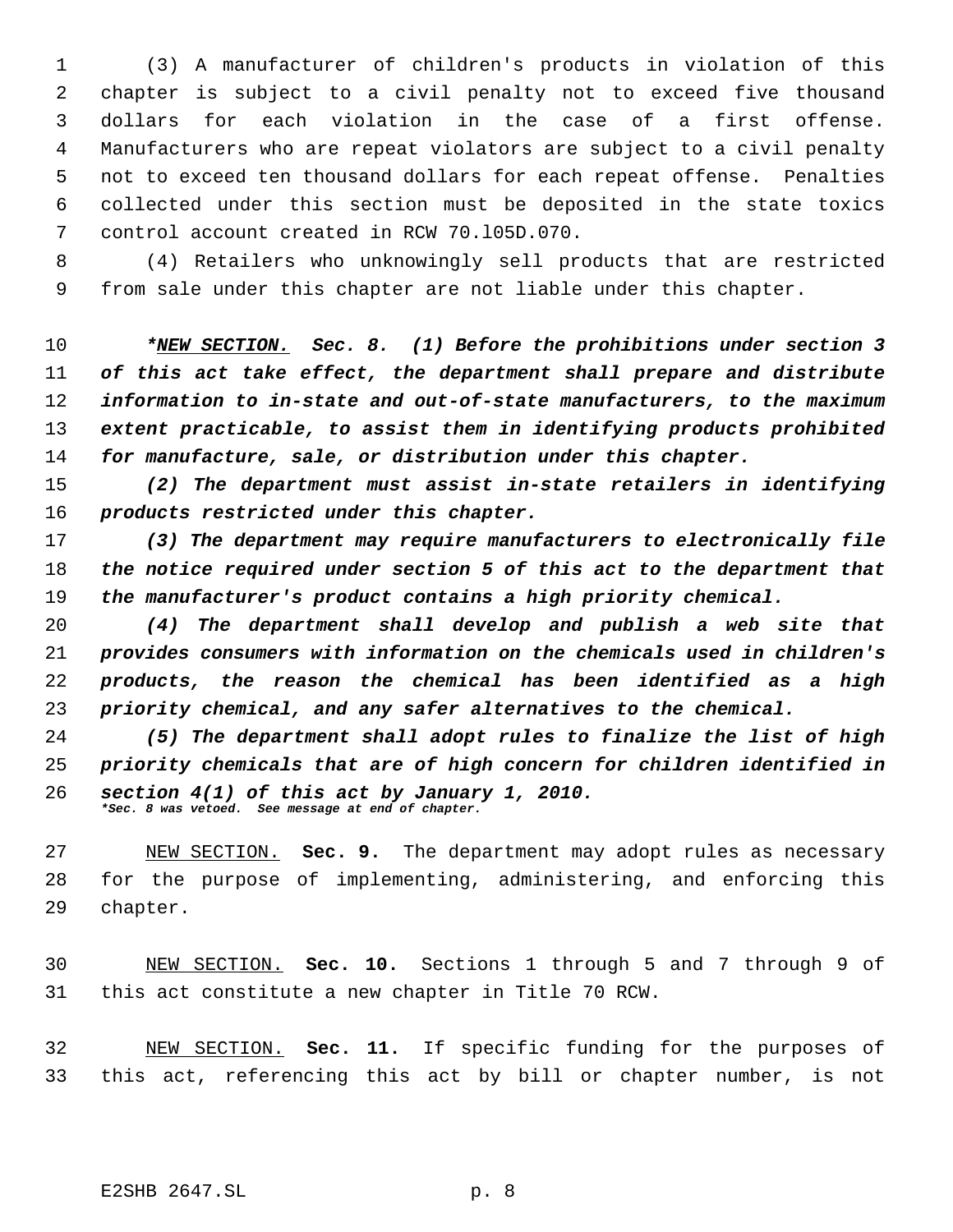(3) A manufacturer of children's products in violation of this chapter is subject to a civil penalty not to exceed five thousand dollars for each violation in the case of a first offense. Manufacturers who are repeat violators are subject to a civil penalty not to exceed ten thousand dollars for each repeat offense. Penalties collected under this section must be deposited in the state toxics control account created in RCW 70.105D.070.

(4) Retailers who unknowingly sell products that are restricted from sale under this chapter are not liable under this chapter.

***NEW SECTION.** Sec. 8. (1) Before the prohibitions under section 3 of this act take effect, the department shall prepare and distribute information to in-state and out-of-state manufacturers, to the maximum extent practicable, to assist them in identifying products prohibited for manufacture, sale, or distribution under this chapter.*

*(2) The department must assist in-state retailers in identifying products restricted under this chapter.*

*(3) The department may require manufacturers to electronically file the notice required under section 5 of this act to the department that the manufacturer's product contains a high priority chemical.*

*(4) The department shall develop and publish a web site that provides consumers with information on the chemicals used in children's products, the reason the chemical has been identified as a high priority chemical, and any safer alternatives to the chemical.*

*(5) The department shall adopt rules to finalize the list of high priority chemicals that are of high concern for children identified in section 4(1) of this act by January 1, 2010.*

**\*Sec. 8 was vetoed. See message at end of chapter.**

NEW SECTION. **Sec. 9.** The department may adopt rules as necessary for the purpose of implementing, administering, and enforcing this chapter.

NEW SECTION. **Sec. 10.** Sections 1 through 5 and 7 through 9 of this act constitute a new chapter in Title 70 RCW.

NEW SECTION. **Sec. 11.** If specific funding for the purposes of this act, referencing this act by bill or chapter number, is not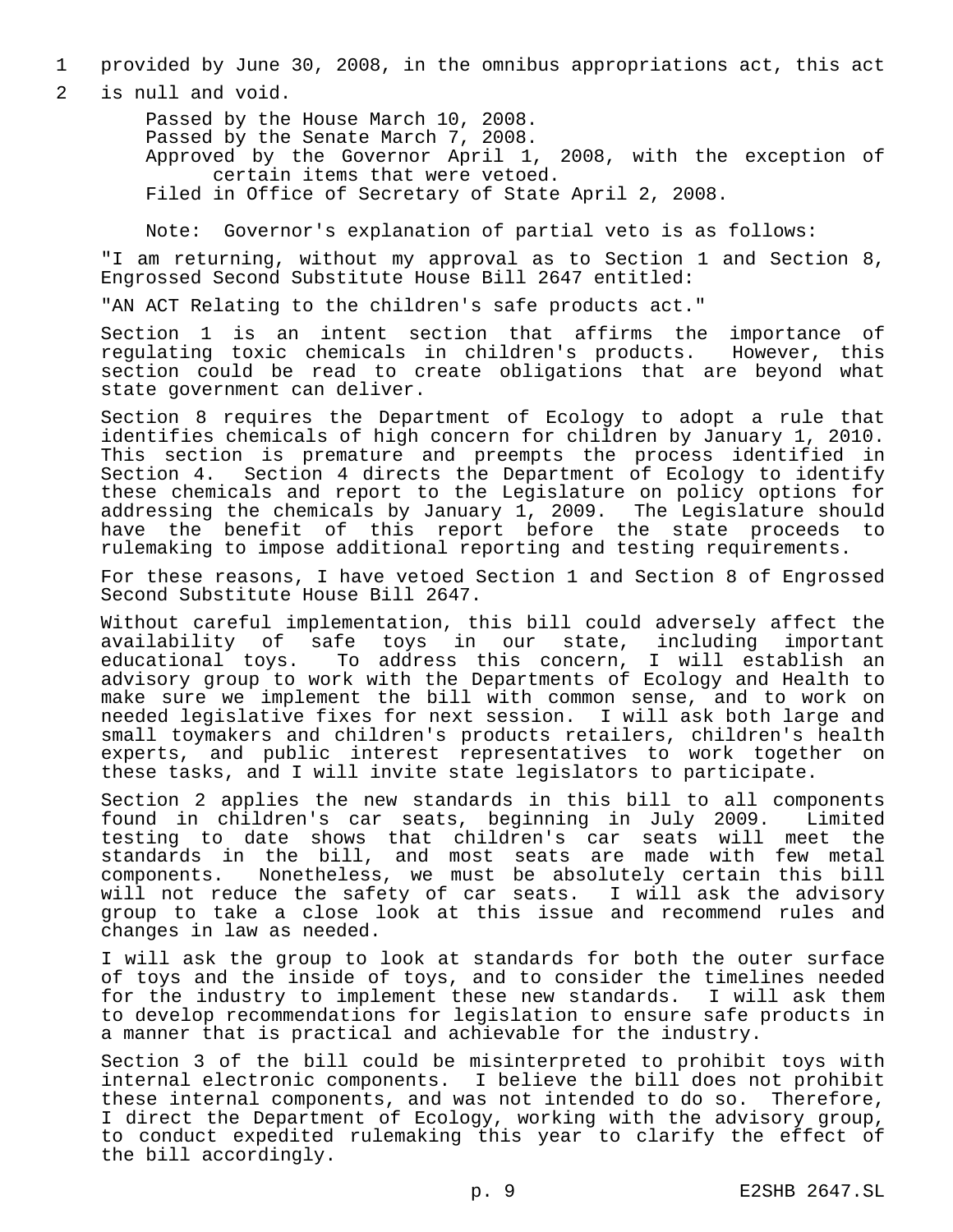provided by June 30, 2008, in the omnibus appropriations act, this act is null and void.

Passed by the House March 10, 2008.
Passed by the Senate March 7, 2008.
Approved by the Governor April 1, 2008, with the exception of certain items that were vetoed.
Filed in Office of Secretary of State April 2, 2008.

Note: Governor's explanation of partial veto is as follows:

"I am returning, without my approval as to Section 1 and Section 8, Engrossed Second Substitute House Bill 2647 entitled:

"AN ACT Relating to the children's safe products act."

Section 1 is an intent section that affirms the importance of regulating toxic chemicals in children's products. However, this section could be read to create obligations that are beyond what state government can deliver.

Section 8 requires the Department of Ecology to adopt a rule that identifies chemicals of high concern for children by January 1, 2010. This section is premature and preempts the process identified in Section 4. Section 4 directs the Department of Ecology to identify these chemicals and report to the Legislature on policy options for addressing the chemicals by January 1, 2009. The Legislature should have the benefit of this report before the state proceeds to rulemaking to impose additional reporting and testing requirements.

For these reasons, I have vetoed Section 1 and Section 8 of Engrossed Second Substitute House Bill 2647.

Without careful implementation, this bill could adversely affect the availability of safe toys in our state, including important educational toys. To address this concern, I will establish an advisory group to work with the Departments of Ecology and Health to make sure we implement the bill with common sense, and to work on needed legislative fixes for next session. I will ask both large and small toymakers and children's products retailers, children's health experts, and public interest representatives to work together on these tasks, and I will invite state legislators to participate.

Section 2 applies the new standards in this bill to all components found in children's car seats, beginning in July 2009. Limited testing to date shows that children's car seats will meet the standards in the bill, and most seats are made with few metal components. Nonetheless, we must be absolutely certain this bill will not reduce the safety of car seats. I will ask the advisory group to take a close look at this issue and recommend rules and changes in law as needed.

I will ask the group to look at standards for both the outer surface of toys and the inside of toys, and to consider the timelines needed for the industry to implement these new standards. I will ask them to develop recommendations for legislation to ensure safe products in a manner that is practical and achievable for the industry.

Section 3 of the bill could be misinterpreted to prohibit toys with internal electronic components. I believe the bill does not prohibit these internal components, and was not intended to do so. Therefore, I direct the Department of Ecology, working with the advisory group, to conduct expedited rulemaking this year to clarify the effect of the bill accordingly.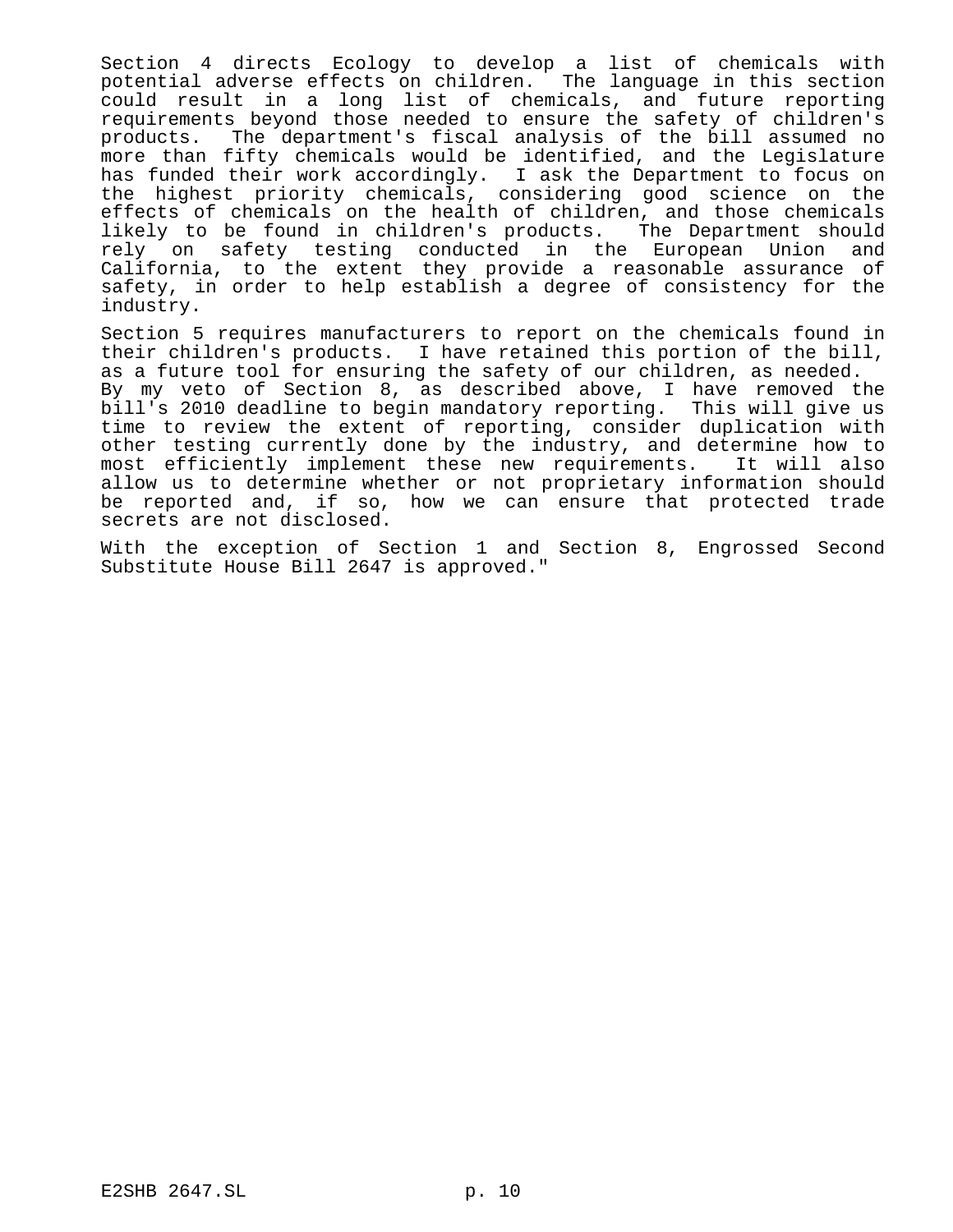Section 4 directs Ecology to develop a list of chemicals with potential adverse effects on children. The language in this section could result in a long list of chemicals, and future reporting requirements beyond those needed to ensure the safety of children's products. The department's fiscal analysis of the bill assumed no more than fifty chemicals would be identified, and the Legislature has funded their work accordingly. I ask the Department to focus on the highest priority chemicals, considering good science on the effects of chemicals on the health of children, and those chemicals likely to be found in children's products. The Department should rely on safety testing conducted in the European Union and California, to the extent they provide a reasonable assurance of safety, in order to help establish a degree of consistency for the industry.

Section 5 requires manufacturers to report on the chemicals found in their children's products. I have retained this portion of the bill, as a future tool for ensuring the safety of our children, as needed. By my veto of Section 8, as described above, I have removed the bill's 2010 deadline to begin mandatory reporting. This will give us time to review the extent of reporting, consider duplication with other testing currently done by the industry, and determine how to most efficiently implement these new requirements. It will also allow us to determine whether or not proprietary information should be reported and, if so, how we can ensure that protected trade secrets are not disclosed.

With the exception of Section 1 and Section 8, Engrossed Second Substitute House Bill 2647 is approved."